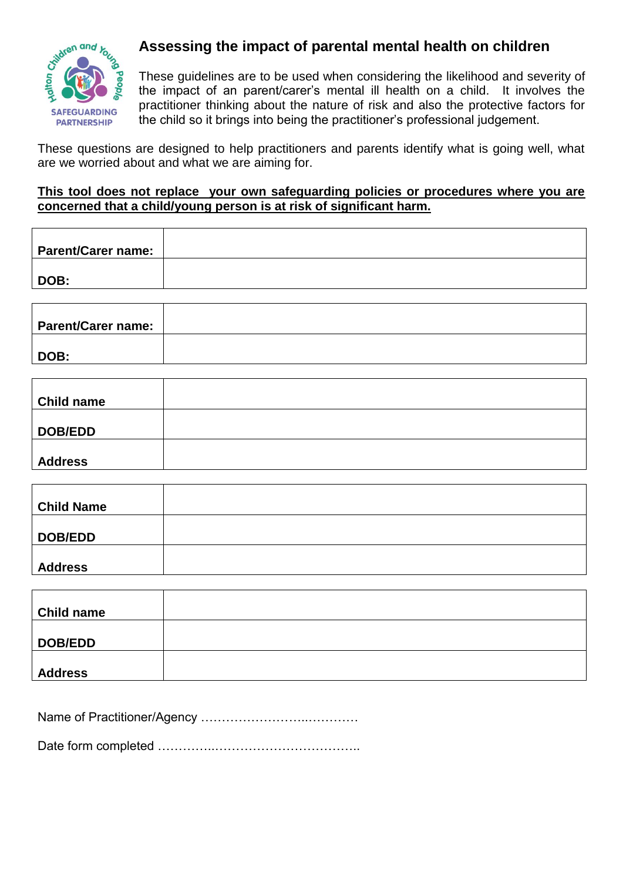# Assessing the impact of parental mental health on children

These guidelines are to be used when considering the likelihood and severity of the impact of an parent/carer's mental ill health on a child. It involves the practitioner thinking about the nature of risk and also the protective factors for the child so it brings into being the practitioner's professional judgement.

These questions are designed to help practitioners and parents identify what is going well, what are we worried about and what we are aiming for.

**This tool does not replace your own safeguarding policies or procedures where you are concerned that a child/young person is at risk of significant harm.**

| | |
|---|---|
| **Parent/Carer name:** | |
| **DOB:** | |

| | |
|---|---|
| **Parent/Carer name:** | |
| **DOB:** | |

| | |
|---|---|
| **Child name** | |
| **DOB/EDD** | |
| **Address** | |

| | |
|---|---|
| **Child Name** | |
| **DOB/EDD** | |
| **Address** | |

| | |
|---|---|
| **Child name** | |
| **DOB/EDD** | |
| **Address** | |

Name of Practitioner/Agency …………………………..…………

Date form completed …………..……………………………..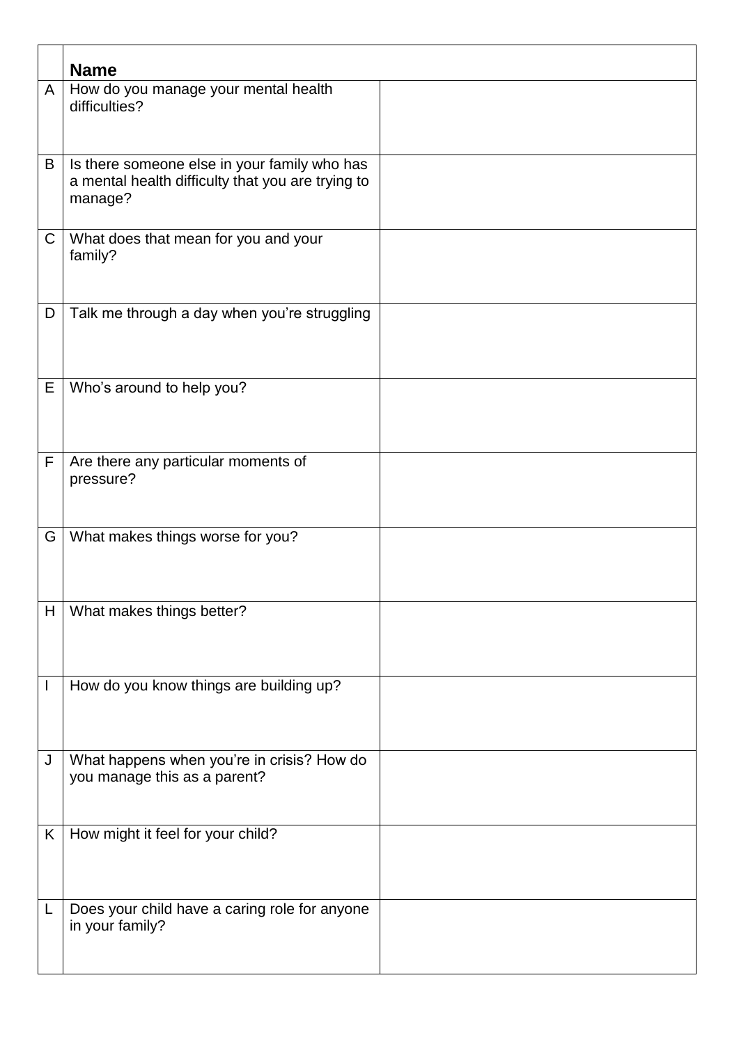| | **Name** | |
|---|---|---|
| A | How do you manage your mental health difficulties? | |
| B | Is there someone else in your family who has a mental health difficulty that you are trying to manage? | |
| C | What does that mean for you and your family? | |
| D | Talk me through a day when you're struggling | |
| E | Who's around to help you? | |
| F | Are there any particular moments of pressure? | |
| G | What makes things worse for you? | |
| H | What makes things better? | |
| I | How do you know things are building up? | |
| J | What happens when you're in crisis? How do you manage this as a parent? | |
| K | How might it feel for your child? | |
| L | Does your child have a caring role for anyone in your family? | |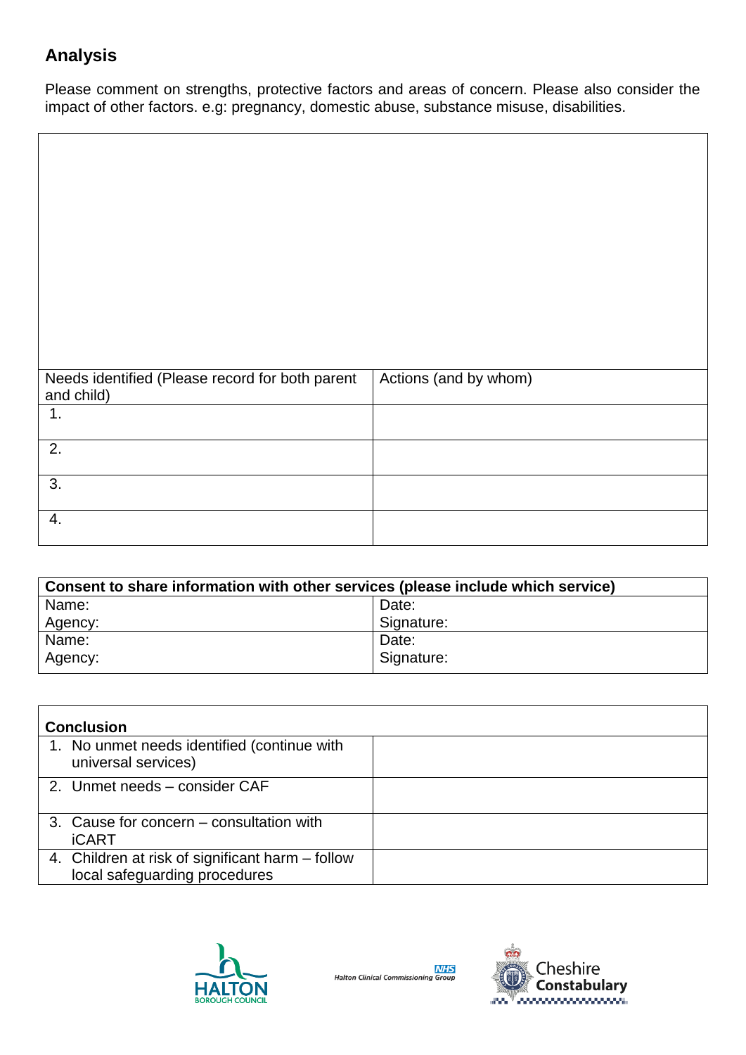## Analysis

Please comment on strengths, protective factors and areas of concern. Please also consider the impact of other factors. e.g: pregnancy, domestic abuse, substance misuse, disabilities.

| Needs identified (Please record for both parent and child) | Actions (and by whom) |
|---|---|
| 1. | |
| 2. | |
| 3. | |
| 4. | |

| **Consent to share information with other services (please include which service)** | |
|---|---|
| Name:<br>Agency: | Date:<br>Signature: |
| Name:<br>Agency: | Date:<br>Signature: |

| **Conclusion** | |
|---|---|
| 1. No unmet needs identified (continue with universal services) | |
| 2. Unmet needs – consider CAF | |
| 3. Cause for concern – consultation with iCART | |
| 4. Children at risk of significant harm – follow local safeguarding procedures | |

HALTON BOROUGH COUNCIL

NHS Halton Clinical Commissioning Group

Cheshire Constabulary